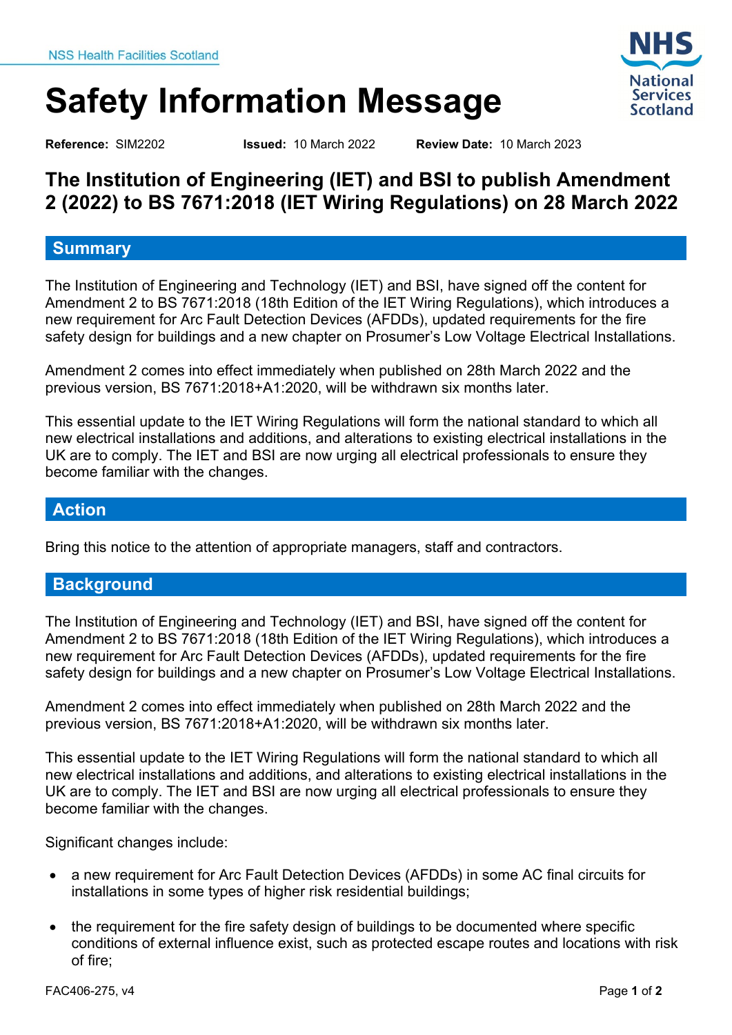NSS Health Facilities Scotland

# Safety Information Message

**Reference:** SIM2202 **Issued:** 10 March 2022 **Review Date:** 10 March 2023

## The Institution of Engineering (IET) and BSI to publish Amendment 2 (2022) to BS 7671:2018 (IET Wiring Regulations) on 28 March 2022

### Summary

The Institution of Engineering and Technology (IET) and BSI, have signed off the content for Amendment 2 to BS 7671:2018 (18th Edition of the IET Wiring Regulations), which introduces a new requirement for Arc Fault Detection Devices (AFDDs), updated requirements for the fire safety design for buildings and a new chapter on Prosumer's Low Voltage Electrical Installations.

Amendment 2 comes into effect immediately when published on 28th March 2022 and the previous version, BS 7671:2018+A1:2020, will be withdrawn six months later.

This essential update to the IET Wiring Regulations will form the national standard to which all new electrical installations and additions, and alterations to existing electrical installations in the UK are to comply. The IET and BSI are now urging all electrical professionals to ensure they become familiar with the changes.

### Action

Bring this notice to the attention of appropriate managers, staff and contractors.

### Background

The Institution of Engineering and Technology (IET) and BSI, have signed off the content for Amendment 2 to BS 7671:2018 (18th Edition of the IET Wiring Regulations), which introduces a new requirement for Arc Fault Detection Devices (AFDDs), updated requirements for the fire safety design for buildings and a new chapter on Prosumer's Low Voltage Electrical Installations.

Amendment 2 comes into effect immediately when published on 28th March 2022 and the previous version, BS 7671:2018+A1:2020, will be withdrawn six months later.

This essential update to the IET Wiring Regulations will form the national standard to which all new electrical installations and additions, and alterations to existing electrical installations in the UK are to comply. The IET and BSI are now urging all electrical professionals to ensure they become familiar with the changes.

Significant changes include:

- a new requirement for Arc Fault Detection Devices (AFDDs) in some AC final circuits for installations in some types of higher risk residential buildings;
- the requirement for the fire safety design of buildings to be documented where specific conditions of external influence exist, such as protected escape routes and locations with risk of fire;

FAC406-275, v4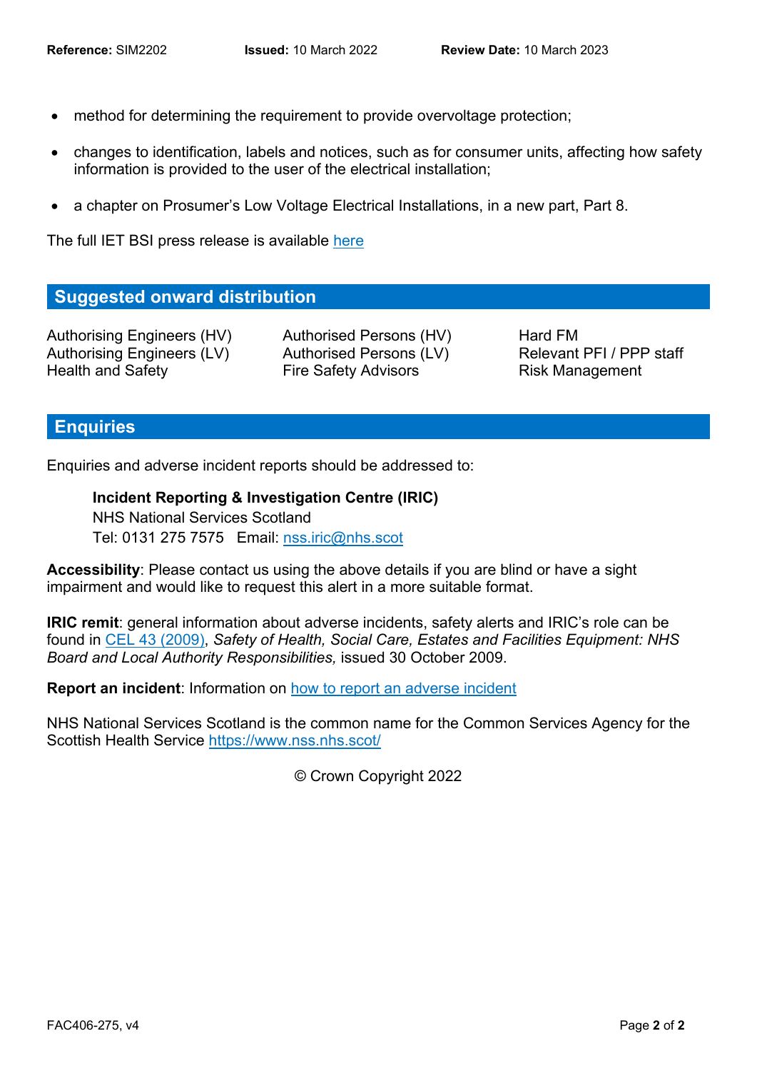- method for determining the requirement to provide overvoltage protection;
- changes to identification, labels and notices, such as for consumer units, affecting how safety information is provided to the user of the electrical installation;
- a chapter on Prosumer's Low Voltage Electrical Installations, in a new part, Part 8.

The full IET BSI press release is available here

## Suggested onward distribution

| | | |
|---|---|---|
| Authorising Engineers (HV) | Authorised Persons (HV) | Hard FM |
| Authorising Engineers (LV) | Authorised Persons (LV) | Relevant PFI / PPP staff |
| Health and Safety | Fire Safety Advisors | Risk Management |

## Enquiries

Enquiries and adverse incident reports should be addressed to:

**Incident Reporting & Investigation Centre (IRIC)**
NHS National Services Scotland
Tel: 0131 275 7575   Email: nss.iric@nhs.scot

**Accessibility**: Please contact us using the above details if you are blind or have a sight impairment and would like to request this alert in a more suitable format.

**IRIC remit**: general information about adverse incidents, safety alerts and IRIC's role can be found in CEL 43 (2009), *Safety of Health, Social Care, Estates and Facilities Equipment: NHS Board and Local Authority Responsibilities,* issued 30 October 2009.

**Report an incident**: Information on how to report an adverse incident

NHS National Services Scotland is the common name for the Common Services Agency for the Scottish Health Service https://www.nss.nhs.scot/

© Crown Copyright 2022

FAC406-275, v4